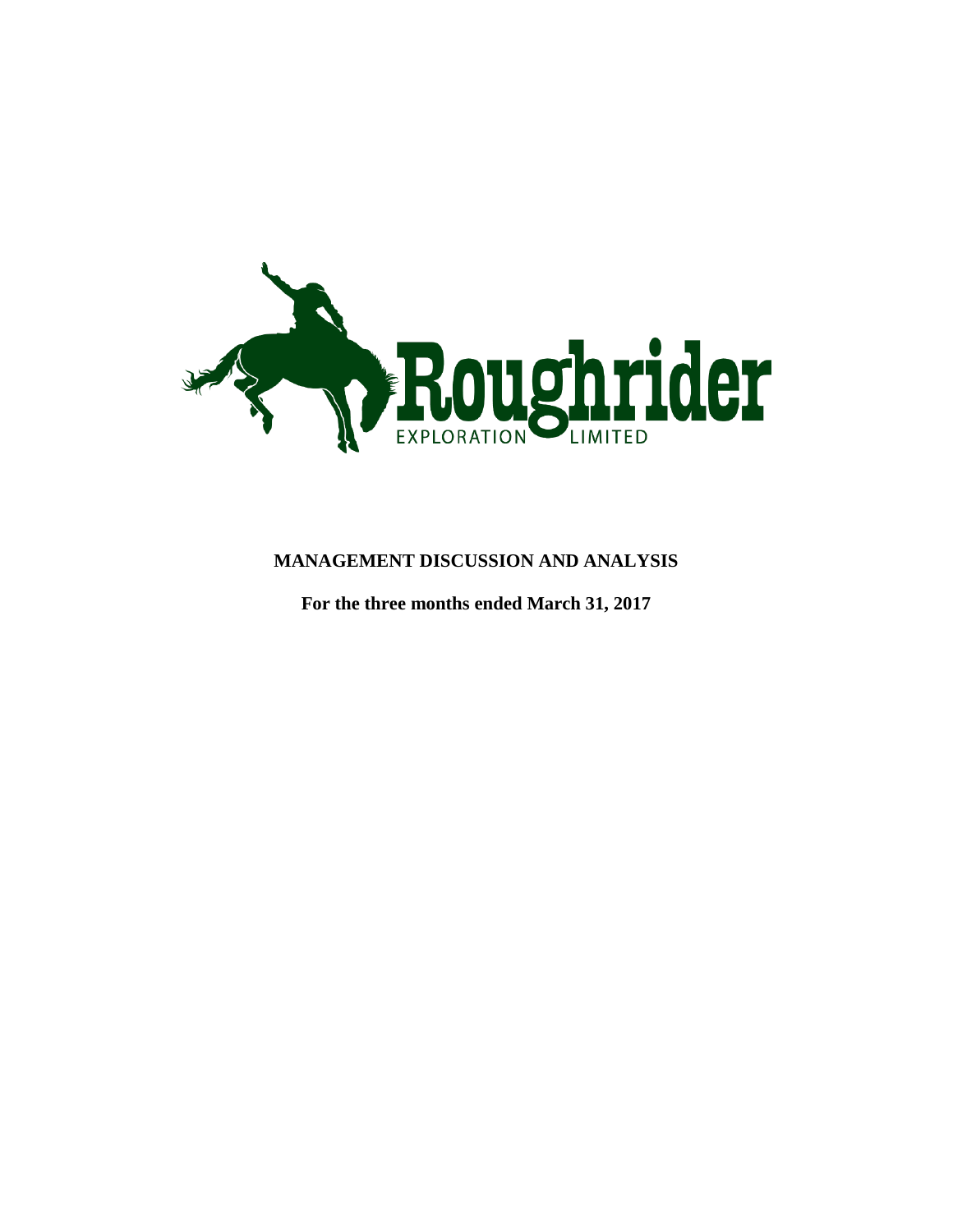# MANAGEMENT DISCUSSION AND ANALYSIS

**For the three months ended March 31, 2017**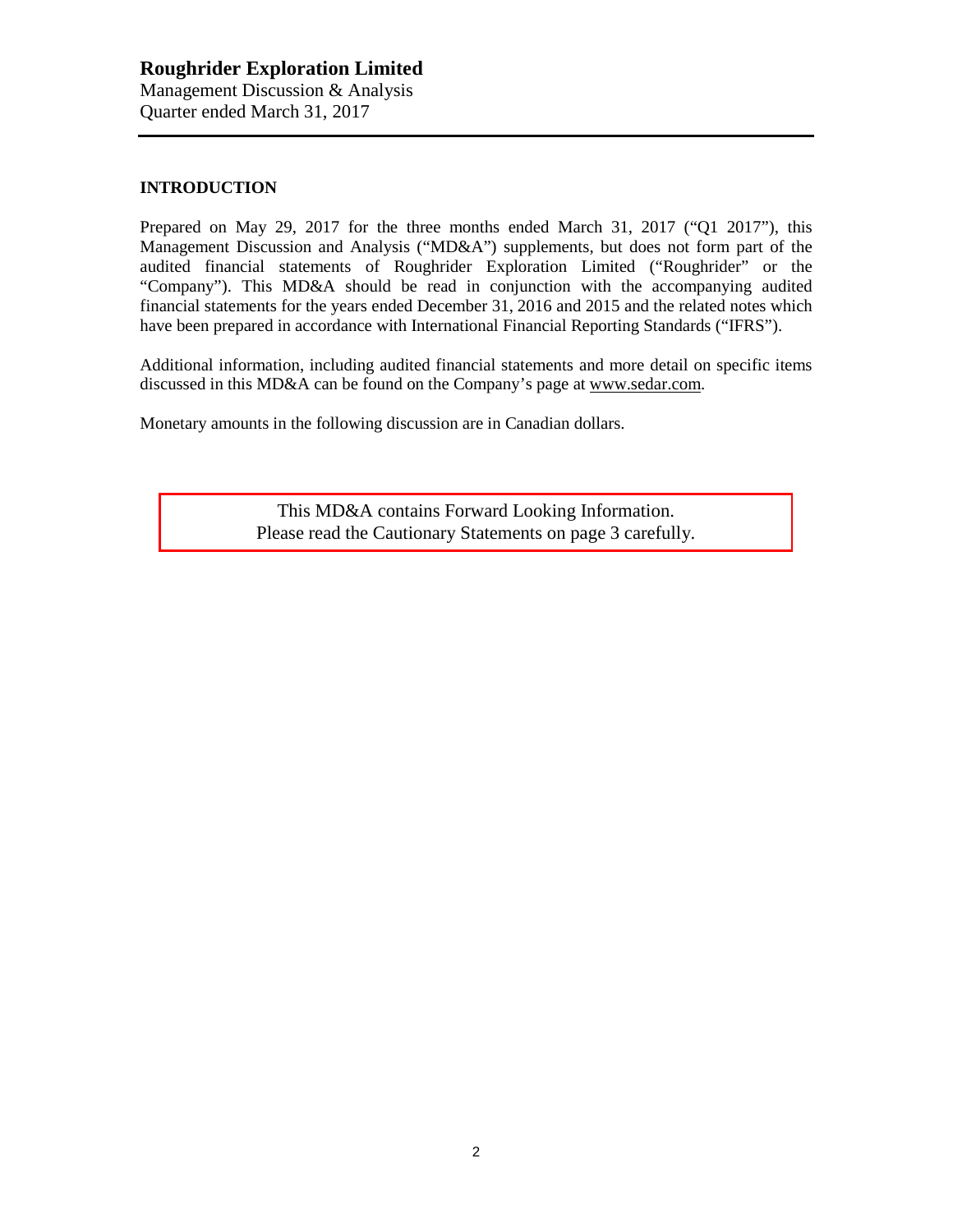**Roughrider Exploration Limited**
Management Discussion & Analysis
Quarter ended March 31, 2017

## INTRODUCTION

Prepared on May 29, 2017 for the three months ended March 31, 2017 ("Q1 2017"), this Management Discussion and Analysis ("MD&A") supplements, but does not form part of the audited financial statements of Roughrider Exploration Limited ("Roughrider" or the "Company"). This MD&A should be read in conjunction with the accompanying audited financial statements for the years ended December 31, 2016 and 2015 and the related notes which have been prepared in accordance with International Financial Reporting Standards ("IFRS").

Additional information, including audited financial statements and more detail on specific items discussed in this MD&A can be found on the Company's page at www.sedar.com.

Monetary amounts in the following discussion are in Canadian dollars.

This MD&A contains Forward Looking Information.
Please read the Cautionary Statements on page 3 carefully.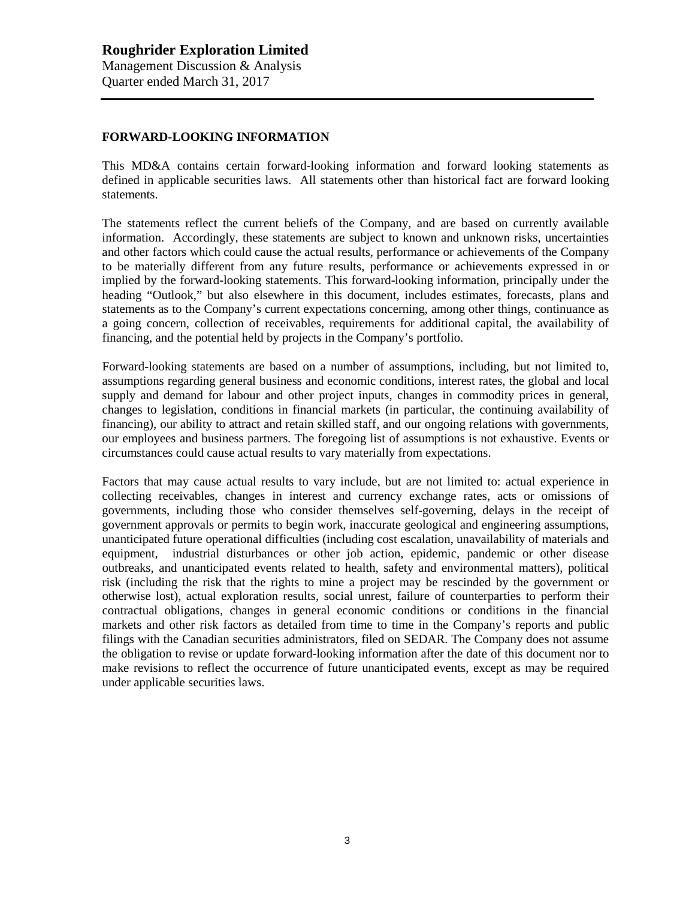## FORWARD-LOOKING INFORMATION

This MD&A contains certain forward-looking information and forward looking statements as defined in applicable securities laws. All statements other than historical fact are forward looking statements.

The statements reflect the current beliefs of the Company, and are based on currently available information. Accordingly, these statements are subject to known and unknown risks, uncertainties and other factors which could cause the actual results, performance or achievements of the Company to be materially different from any future results, performance or achievements expressed in or implied by the forward-looking statements. This forward-looking information, principally under the heading "Outlook," but also elsewhere in this document, includes estimates, forecasts, plans and statements as to the Company's current expectations concerning, among other things, continuance as a going concern, collection of receivables, requirements for additional capital, the availability of financing, and the potential held by projects in the Company's portfolio.

Forward-looking statements are based on a number of assumptions, including, but not limited to, assumptions regarding general business and economic conditions, interest rates, the global and local supply and demand for labour and other project inputs, changes in commodity prices in general, changes to legislation, conditions in financial markets (in particular, the continuing availability of financing), our ability to attract and retain skilled staff, and our ongoing relations with governments, our employees and business partners. The foregoing list of assumptions is not exhaustive. Events or circumstances could cause actual results to vary materially from expectations.

Factors that may cause actual results to vary include, but are not limited to: actual experience in collecting receivables, changes in interest and currency exchange rates, acts or omissions of governments, including those who consider themselves self-governing, delays in the receipt of government approvals or permits to begin work, inaccurate geological and engineering assumptions, unanticipated future operational difficulties (including cost escalation, unavailability of materials and equipment, industrial disturbances or other job action, epidemic, pandemic or other disease outbreaks, and unanticipated events related to health, safety and environmental matters), political risk (including the risk that the rights to mine a project may be rescinded by the government or otherwise lost), actual exploration results, social unrest, failure of counterparties to perform their contractual obligations, changes in general economic conditions or conditions in the financial markets and other risk factors as detailed from time to time in the Company's reports and public filings with the Canadian securities administrators, filed on SEDAR. The Company does not assume the obligation to revise or update forward-looking information after the date of this document nor to make revisions to reflect the occurrence of future unanticipated events, except as may be required under applicable securities laws.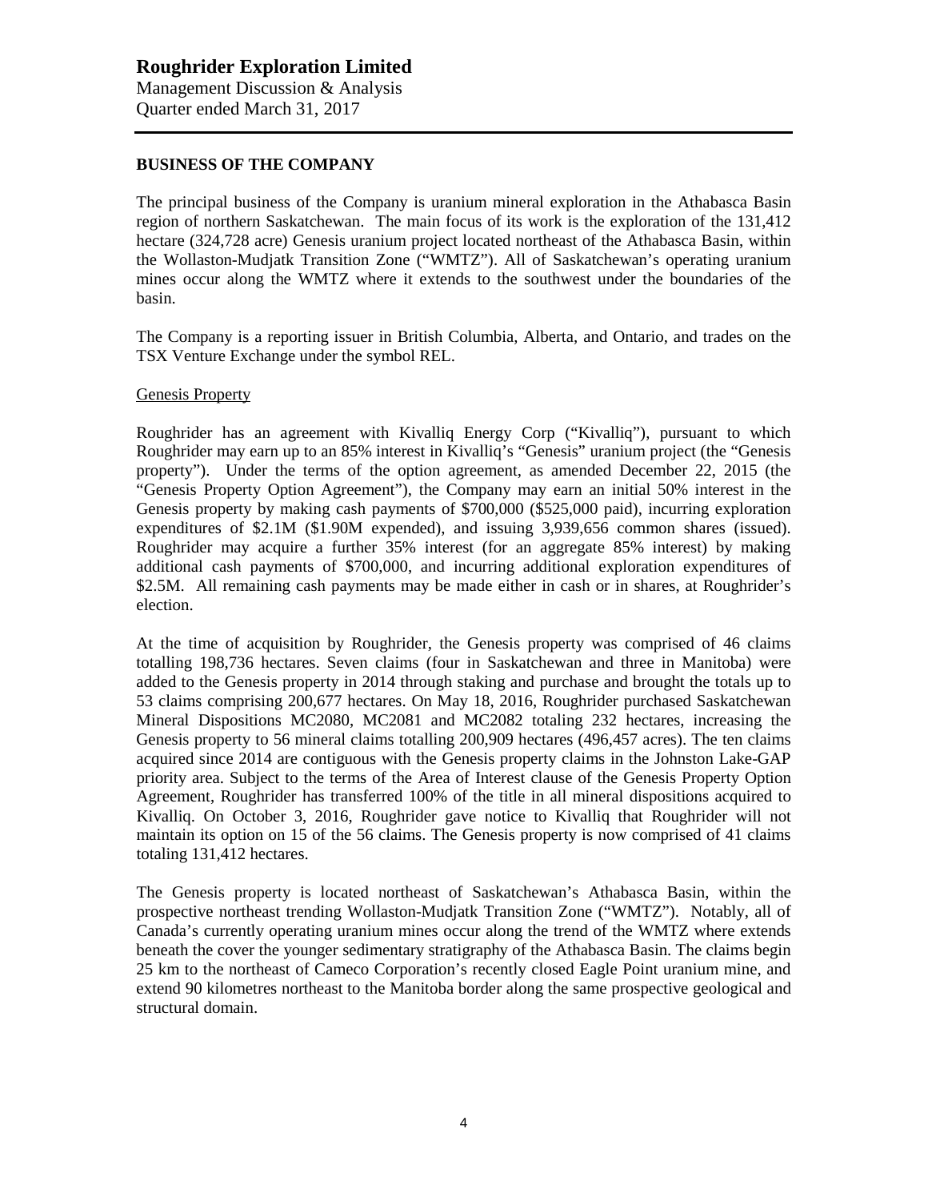# Roughrider Exploration Limited

Management Discussion & Analysis
Quarter ended March 31, 2017

## BUSINESS OF THE COMPANY

The principal business of the Company is uranium mineral exploration in the Athabasca Basin region of northern Saskatchewan. The main focus of its work is the exploration of the 131,412 hectare (324,728 acre) Genesis uranium project located northeast of the Athabasca Basin, within the Wollaston-Mudjatk Transition Zone ("WMTZ"). All of Saskatchewan's operating uranium mines occur along the WMTZ where it extends to the southwest under the boundaries of the basin.

The Company is a reporting issuer in British Columbia, Alberta, and Ontario, and trades on the TSX Venture Exchange under the symbol REL.

### Genesis Property

Roughrider has an agreement with Kivalliq Energy Corp ("Kivalliq"), pursuant to which Roughrider may earn up to an 85% interest in Kivalliq's "Genesis" uranium project (the "Genesis property"). Under the terms of the option agreement, as amended December 22, 2015 (the "Genesis Property Option Agreement"), the Company may earn an initial 50% interest in the Genesis property by making cash payments of $700,000 ($525,000 paid), incurring exploration expenditures of $2.1M ($1.90M expended), and issuing 3,939,656 common shares (issued). Roughrider may acquire a further 35% interest (for an aggregate 85% interest) by making additional cash payments of $700,000, and incurring additional exploration expenditures of $2.5M. All remaining cash payments may be made either in cash or in shares, at Roughrider's election.

At the time of acquisition by Roughrider, the Genesis property was comprised of 46 claims totalling 198,736 hectares. Seven claims (four in Saskatchewan and three in Manitoba) were added to the Genesis property in 2014 through staking and purchase and brought the totals up to 53 claims comprising 200,677 hectares. On May 18, 2016, Roughrider purchased Saskatchewan Mineral Dispositions MC2080, MC2081 and MC2082 totaling 232 hectares, increasing the Genesis property to 56 mineral claims totalling 200,909 hectares (496,457 acres). The ten claims acquired since 2014 are contiguous with the Genesis property claims in the Johnston Lake-GAP priority area. Subject to the terms of the Area of Interest clause of the Genesis Property Option Agreement, Roughrider has transferred 100% of the title in all mineral dispositions acquired to Kivalliq. On October 3, 2016, Roughrider gave notice to Kivalliq that Roughrider will not maintain its option on 15 of the 56 claims. The Genesis property is now comprised of 41 claims totaling 131,412 hectares.

The Genesis property is located northeast of Saskatchewan's Athabasca Basin, within the prospective northeast trending Wollaston-Mudjatk Transition Zone ("WMTZ"). Notably, all of Canada's currently operating uranium mines occur along the trend of the WMTZ where extends beneath the cover the younger sedimentary stratigraphy of the Athabasca Basin. The claims begin 25 km to the northeast of Cameco Corporation's recently closed Eagle Point uranium mine, and extend 90 kilometres northeast to the Manitoba border along the same prospective geological and structural domain.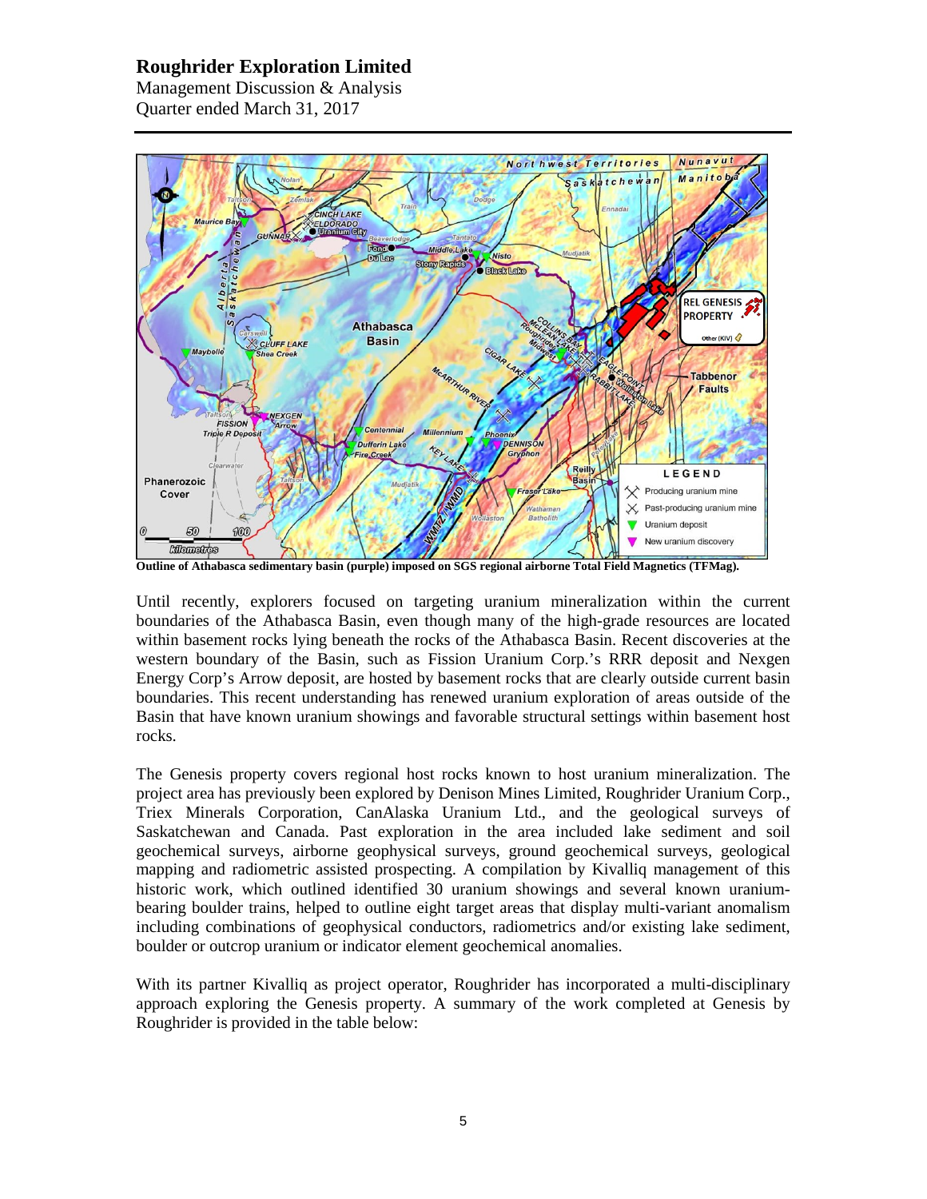Outline of Athabasca sedimentary basin (purple) imposed on SGS regional airborne Total Field Magnetics (TFMag).

Until recently, explorers focused on targeting uranium mineralization within the current boundaries of the Athabasca Basin, even though many of the high-grade resources are located within basement rocks lying beneath the rocks of the Athabasca Basin. Recent discoveries at the western boundary of the Basin, such as Fission Uranium Corp.'s RRR deposit and Nexgen Energy Corp's Arrow deposit, are hosted by basement rocks that are clearly outside current basin boundaries. This recent understanding has renewed uranium exploration of areas outside of the Basin that have known uranium showings and favorable structural settings within basement host rocks.

The Genesis property covers regional host rocks known to host uranium mineralization. The project area has previously been explored by Denison Mines Limited, Roughrider Uranium Corp., Triex Minerals Corporation, CanAlaska Uranium Ltd., and the geological surveys of Saskatchewan and Canada. Past exploration in the area included lake sediment and soil geochemical surveys, airborne geophysical surveys, ground geochemical surveys, geological mapping and radiometric assisted prospecting. A compilation by Kivalliq management of this historic work, which outlined identified 30 uranium showings and several known uranium-bearing boulder trains, helped to outline eight target areas that display multi-variant anomalism including combinations of geophysical conductors, radiometrics and/or existing lake sediment, boulder or outcrop uranium or indicator element geochemical anomalies.

With its partner Kivalliq as project operator, Roughrider has incorporated a multi-disciplinary approach exploring the Genesis property. A summary of the work completed at Genesis by Roughrider is provided in the table below: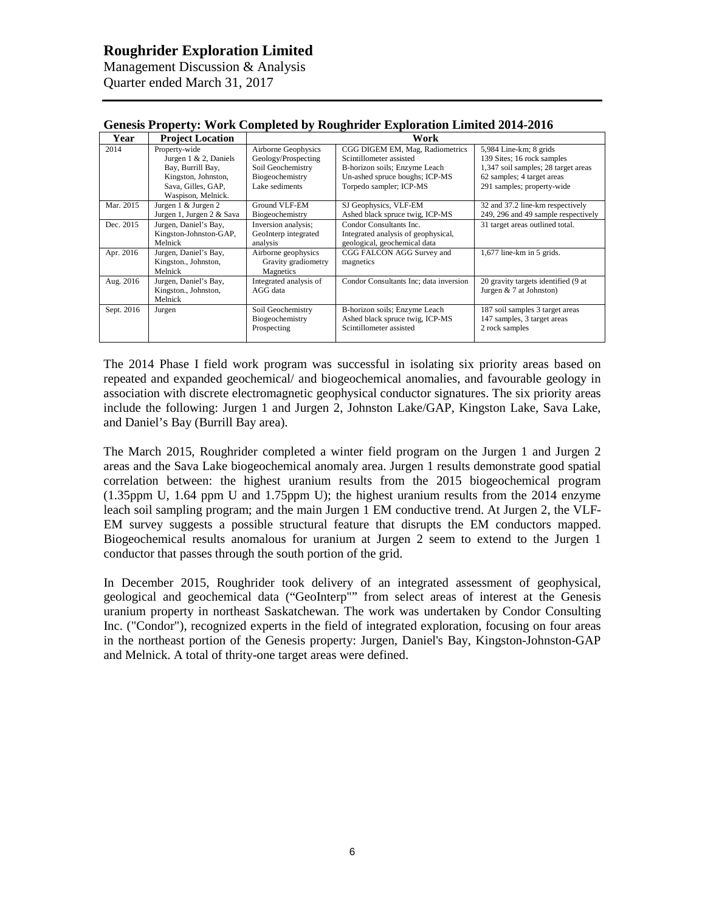**Genesis Property: Work Completed by Roughrider Exploration Limited 2014-2016**

| Year | Project Location | Work | | |
|---|---|---|---|---|
| 2014 | Property-wide<br>Jurgen 1 & 2, Daniels Bay, Burrill Bay, Kingston, Johnston, Sava, Gilles, GAP, Waspison, Melnick. | Airborne Geophysics<br>Geology/Prospecting<br>Soil Geochemistry<br>Biogeochemistry<br>Lake sediments | CGG DIGEM EM, Mag, Radiometrics<br>Scintillometer assisted<br>B-horizon soils; Enzyme Leach<br>Un-ashed spruce boughs; ICP-MS<br>Torpedo sampler; ICP-MS | 5,984 Line-km; 8 grids<br>139 Sites; 16 rock samples<br>1,347 soil samples; 28 target areas<br>62 samples; 4 target areas<br>291 samples; property-wide |
| Mar. 2015 | Jurgen 1 & Jurgen 2<br>Jurgen 1, Jurgen 2 & Sava | Ground VLF-EM<br>Biogeochemistry | SJ Geophysics, VLF-EM<br>Ashed black spruce twig, ICP-MS | 32 and 37.2 line-km respectively<br>249, 296 and 49 sample respectively |
| Dec. 2015 | Jurgen, Daniel's Bay, Kingston-Johnston-GAP, Melnick | Inversion analysis; GeoInterp integrated analysis | Condor Consultants Inc.<br>Integrated analysis of geophysical, geological, geochemical data | 31 target areas outlined total. |
| Apr. 2016 | Jurgen, Daniel's Bay, Kingston., Johnston, Melnick | Airborne geophysics<br>Gravity gradiometry<br>Magnetics | CGG FALCON AGG Survey and magnetics | 1,677 line-km in 5 grids. |
| Aug. 2016 | Jurgen, Daniel's Bay, Kingston., Johnston, Melnick | Integrated analysis of AGG data | Condor Consultants Inc; data inversion | 20 gravity targets identified (9 at Jurgen & 7 at Johnston) |
| Sept. 2016 | Jurgen | Soil Geochemistry<br>Biogeochemistry<br>Prospecting | B-horizon soils; Enzyme Leach<br>Ashed black spruce twig, ICP-MS<br>Scintillometer assisted | 187 soil samples 3 target areas<br>147 samples, 3 target areas<br>2 rock samples |

The 2014 Phase I field work program was successful in isolating six priority areas based on repeated and expanded geochemical/ and biogeochemical anomalies, and favourable geology in association with discrete electromagnetic geophysical conductor signatures. The six priority areas include the following: Jurgen 1 and Jurgen 2, Johnston Lake/GAP, Kingston Lake, Sava Lake, and Daniel's Bay (Burrill Bay area).

The March 2015, Roughrider completed a winter field program on the Jurgen 1 and Jurgen 2 areas and the Sava Lake biogeochemical anomaly area. Jurgen 1 results demonstrate good spatial correlation between: the highest uranium results from the 2015 biogeochemical program (1.35ppm U, 1.64 ppm U and 1.75ppm U); the highest uranium results from the 2014 enzyme leach soil sampling program; and the main Jurgen 1 EM conductive trend. At Jurgen 2, the VLF-EM survey suggests a possible structural feature that disrupts the EM conductors mapped. Biogeochemical results anomalous for uranium at Jurgen 2 seem to extend to the Jurgen 1 conductor that passes through the south portion of the grid.

In December 2015, Roughrider took delivery of an integrated assessment of geophysical, geological and geochemical data ("GeoInterp"" from select areas of interest at the Genesis uranium property in northeast Saskatchewan. The work was undertaken by Condor Consulting Inc. ("Condor"), recognized experts in the field of integrated exploration, focusing on four areas in the northeast portion of the Genesis property: Jurgen, Daniel's Bay, Kingston-Johnston-GAP and Melnick. A total of thrity-one target areas were defined.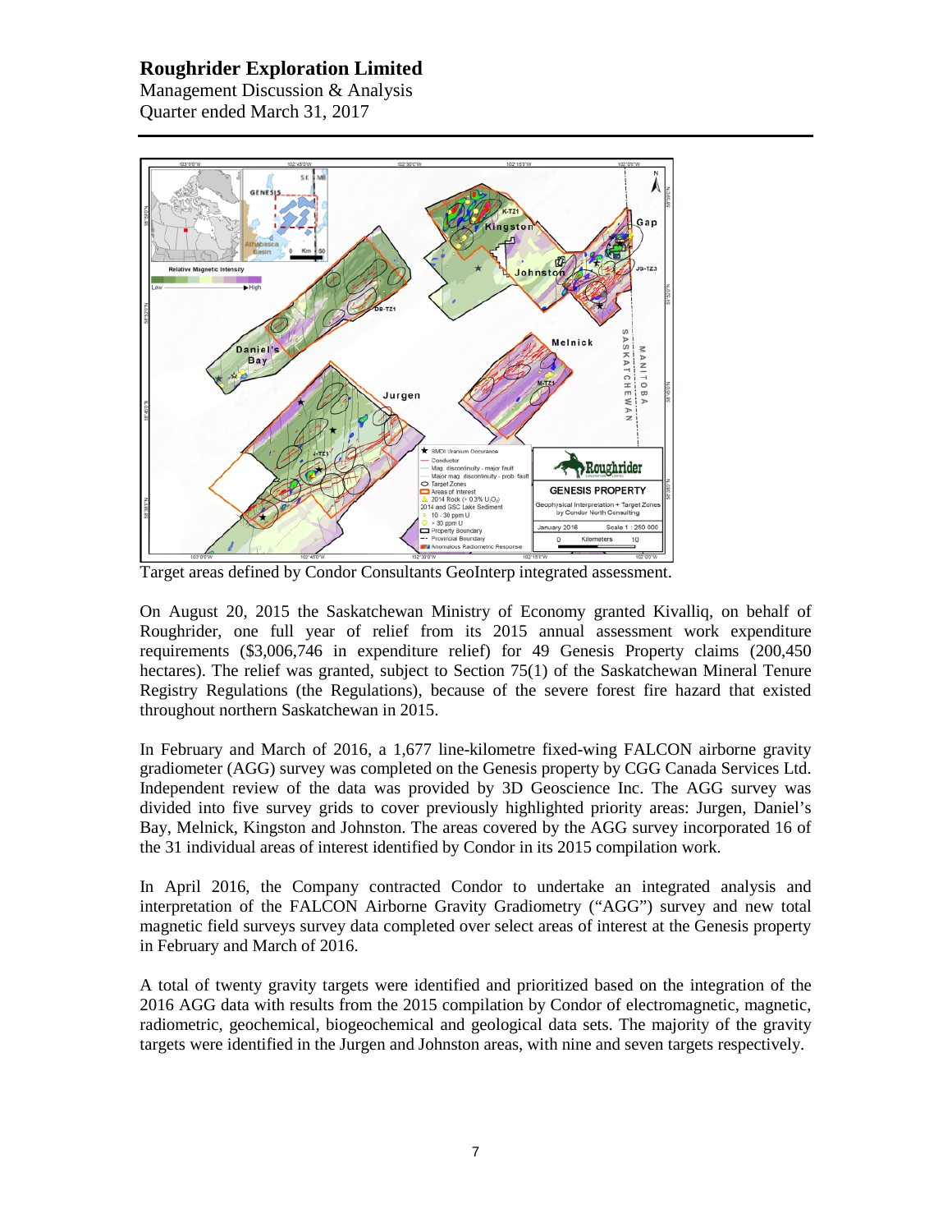Target areas defined by Condor Consultants GeoInterp integrated assessment.

On August 20, 2015 the Saskatchewan Ministry of Economy granted Kivalliq, on behalf of Roughrider, one full year of relief from its 2015 annual assessment work expenditure requirements ($3,006,746 in expenditure relief) for 49 Genesis Property claims (200,450 hectares). The relief was granted, subject to Section 75(1) of the Saskatchewan Mineral Tenure Registry Regulations (the Regulations), because of the severe forest fire hazard that existed throughout northern Saskatchewan in 2015.

In February and March of 2016, a 1,677 line-kilometre fixed-wing FALCON airborne gravity gradiometer (AGG) survey was completed on the Genesis property by CGG Canada Services Ltd. Independent review of the data was provided by 3D Geoscience Inc. The AGG survey was divided into five survey grids to cover previously highlighted priority areas: Jurgen, Daniel's Bay, Melnick, Kingston and Johnston. The areas covered by the AGG survey incorporated 16 of the 31 individual areas of interest identified by Condor in its 2015 compilation work.

In April 2016, the Company contracted Condor to undertake an integrated analysis and interpretation of the FALCON Airborne Gravity Gradiometry ("AGG") survey and new total magnetic field surveys survey data completed over select areas of interest at the Genesis property in February and March of 2016.

A total of twenty gravity targets were identified and prioritized based on the integration of the 2016 AGG data with results from the 2015 compilation by Condor of electromagnetic, magnetic, radiometric, geochemical, biogeochemical and geological data sets. The majority of the gravity targets were identified in the Jurgen and Johnston areas, with nine and seven targets respectively.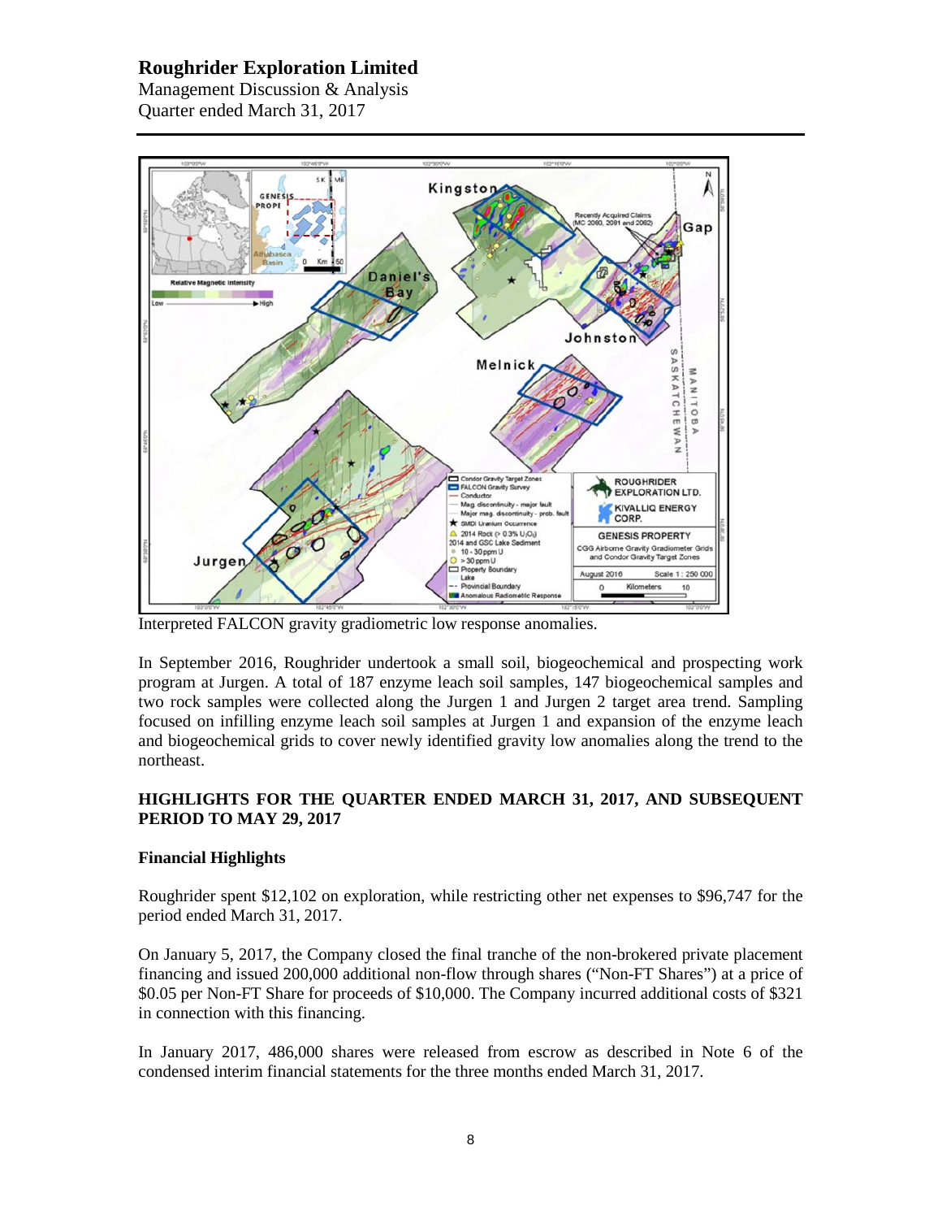Interpreted FALCON gravity gradiometric low response anomalies.

In September 2016, Roughrider undertook a small soil, biogeochemical and prospecting work program at Jurgen. A total of 187 enzyme leach soil samples, 147 biogeochemical samples and two rock samples were collected along the Jurgen 1 and Jurgen 2 target area trend. Sampling focused on infilling enzyme leach soil samples at Jurgen 1 and expansion of the enzyme leach and biogeochemical grids to cover newly identified gravity low anomalies along the trend to the northeast.

## HIGHLIGHTS FOR THE QUARTER ENDED MARCH 31, 2017, AND SUBSEQUENT PERIOD TO MAY 29, 2017

### Financial Highlights

Roughrider spent $12,102 on exploration, while restricting other net expenses to $96,747 for the period ended March 31, 2017.

On January 5, 2017, the Company closed the final tranche of the non-brokered private placement financing and issued 200,000 additional non-flow through shares ("Non-FT Shares") at a price of $0.05 per Non-FT Share for proceeds of $10,000. The Company incurred additional costs of $321 in connection with this financing.

In January 2017, 486,000 shares were released from escrow as described in Note 6 of the condensed interim financial statements for the three months ended March 31, 2017.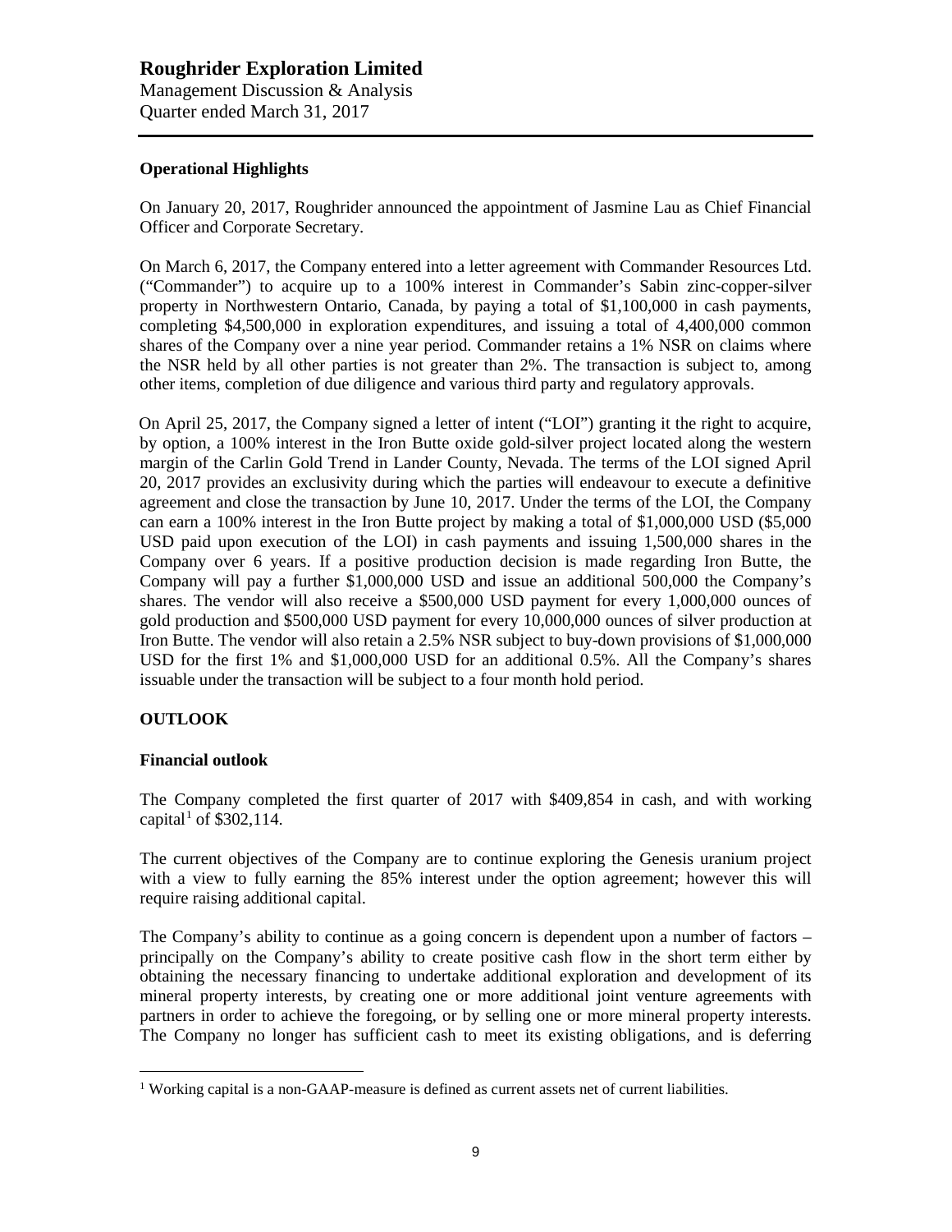### Operational Highlights

On January 20, 2017, Roughrider announced the appointment of Jasmine Lau as Chief Financial Officer and Corporate Secretary.

On March 6, 2017, the Company entered into a letter agreement with Commander Resources Ltd. ("Commander") to acquire up to a 100% interest in Commander's Sabin zinc-copper-silver property in Northwestern Ontario, Canada, by paying a total of $1,100,000 in cash payments, completing $4,500,000 in exploration expenditures, and issuing a total of 4,400,000 common shares of the Company over a nine year period. Commander retains a 1% NSR on claims where the NSR held by all other parties is not greater than 2%. The transaction is subject to, among other items, completion of due diligence and various third party and regulatory approvals.

On April 25, 2017, the Company signed a letter of intent ("LOI") granting it the right to acquire, by option, a 100% interest in the Iron Butte oxide gold-silver project located along the western margin of the Carlin Gold Trend in Lander County, Nevada. The terms of the LOI signed April 20, 2017 provides an exclusivity during which the parties will endeavour to execute a definitive agreement and close the transaction by June 10, 2017. Under the terms of the LOI, the Company can earn a 100% interest in the Iron Butte project by making a total of $1,000,000 USD ($5,000 USD paid upon execution of the LOI) in cash payments and issuing 1,500,000 shares in the Company over 6 years. If a positive production decision is made regarding Iron Butte, the Company will pay a further $1,000,000 USD and issue an additional 500,000 the Company's shares. The vendor will also receive a $500,000 USD payment for every 1,000,000 ounces of gold production and $500,000 USD payment for every 10,000,000 ounces of silver production at Iron Butte. The vendor will also retain a 2.5% NSR subject to buy-down provisions of $1,000,000 USD for the first 1% and $1,000,000 USD for an additional 0.5%. All the Company's shares issuable under the transaction will be subject to a four month hold period.

## OUTLOOK

### Financial outlook

The Company completed the first quarter of 2017 with $409,854 in cash, and with working capital[1] of $302,114.

The current objectives of the Company are to continue exploring the Genesis uranium project with a view to fully earning the 85% interest under the option agreement; however this will require raising additional capital.

The Company's ability to continue as a going concern is dependent upon a number of factors – principally on the Company's ability to create positive cash flow in the short term either by obtaining the necessary financing to undertake additional exploration and development of its mineral property interests, by creating one or more additional joint venture agreements with partners in order to achieve the foregoing, or by selling one or more mineral property interests. The Company no longer has sufficient cash to meet its existing obligations, and is deferring

[1] Working capital is a non-GAAP-measure is defined as current assets net of current liabilities.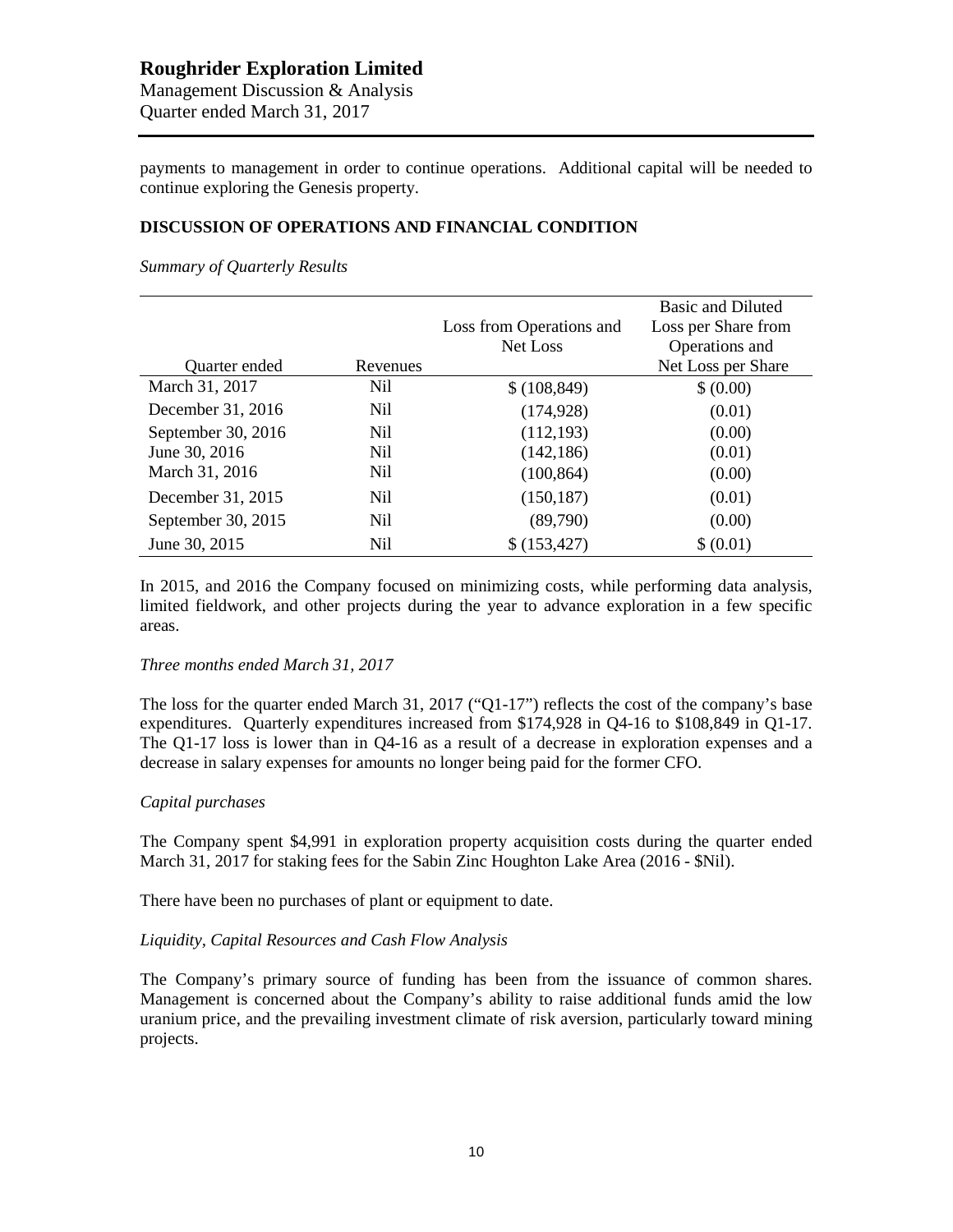payments to management in order to continue operations. Additional capital will be needed to continue exploring the Genesis property.

## DISCUSSION OF OPERATIONS AND FINANCIAL CONDITION

*Summary of Quarterly Results*

| Quarter ended | Revenues | Loss from Operations and Net Loss | Basic and Diluted Loss per Share from Operations and Net Loss per Share |
|---|---|---|---|
| March 31, 2017 | Nil | $ (108,849) | $ (0.00) |
| December 31, 2016 | Nil | (174,928) | (0.01) |
| September 30, 2016 | Nil | (112,193) | (0.00) |
| June 30, 2016 | Nil | (142,186) | (0.01) |
| March 31, 2016 | Nil | (100,864) | (0.00) |
| December 31, 2015 | Nil | (150,187) | (0.01) |
| September 30, 2015 | Nil | (89,790) | (0.00) |
| June 30, 2015 | Nil | $ (153,427) | $ (0.01) |

In 2015, and 2016 the Company focused on minimizing costs, while performing data analysis, limited fieldwork, and other projects during the year to advance exploration in a few specific areas.

*Three months ended March 31, 2017*

The loss for the quarter ended March 31, 2017 ("Q1-17") reflects the cost of the company's base expenditures. Quarterly expenditures increased from $174,928 in Q4-16 to $108,849 in Q1-17. The Q1-17 loss is lower than in Q4-16 as a result of a decrease in exploration expenses and a decrease in salary expenses for amounts no longer being paid for the former CFO.

*Capital purchases*

The Company spent $4,991 in exploration property acquisition costs during the quarter ended March 31, 2017 for staking fees for the Sabin Zinc Houghton Lake Area (2016 - $Nil).

There have been no purchases of plant or equipment to date.

*Liquidity, Capital Resources and Cash Flow Analysis*

The Company's primary source of funding has been from the issuance of common shares. Management is concerned about the Company's ability to raise additional funds amid the low uranium price, and the prevailing investment climate of risk aversion, particularly toward mining projects.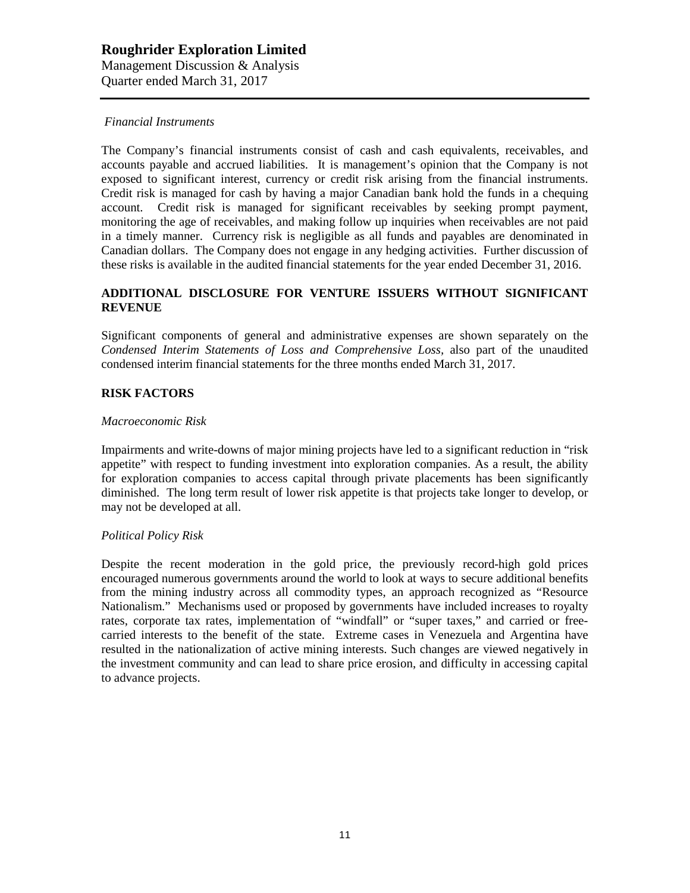*Financial Instruments*

The Company's financial instruments consist of cash and cash equivalents, receivables, and accounts payable and accrued liabilities. It is management's opinion that the Company is not exposed to significant interest, currency or credit risk arising from the financial instruments. Credit risk is managed for cash by having a major Canadian bank hold the funds in a chequing account. Credit risk is managed for significant receivables by seeking prompt payment, monitoring the age of receivables, and making follow up inquiries when receivables are not paid in a timely manner. Currency risk is negligible as all funds and payables are denominated in Canadian dollars. The Company does not engage in any hedging activities. Further discussion of these risks is available in the audited financial statements for the year ended December 31, 2016.

## ADDITIONAL DISCLOSURE FOR VENTURE ISSUERS WITHOUT SIGNIFICANT REVENUE

Significant components of general and administrative expenses are shown separately on the *Condensed Interim Statements of Loss and Comprehensive Loss,* also part of the unaudited condensed interim financial statements for the three months ended March 31, 2017.

## RISK FACTORS

*Macroeconomic Risk*

Impairments and write-downs of major mining projects have led to a significant reduction in "risk appetite" with respect to funding investment into exploration companies. As a result, the ability for exploration companies to access capital through private placements has been significantly diminished. The long term result of lower risk appetite is that projects take longer to develop, or may not be developed at all.

*Political Policy Risk*

Despite the recent moderation in the gold price, the previously record-high gold prices encouraged numerous governments around the world to look at ways to secure additional benefits from the mining industry across all commodity types, an approach recognized as "Resource Nationalism." Mechanisms used or proposed by governments have included increases to royalty rates, corporate tax rates, implementation of "windfall" or "super taxes," and carried or free-carried interests to the benefit of the state. Extreme cases in Venezuela and Argentina have resulted in the nationalization of active mining interests. Such changes are viewed negatively in the investment community and can lead to share price erosion, and difficulty in accessing capital to advance projects.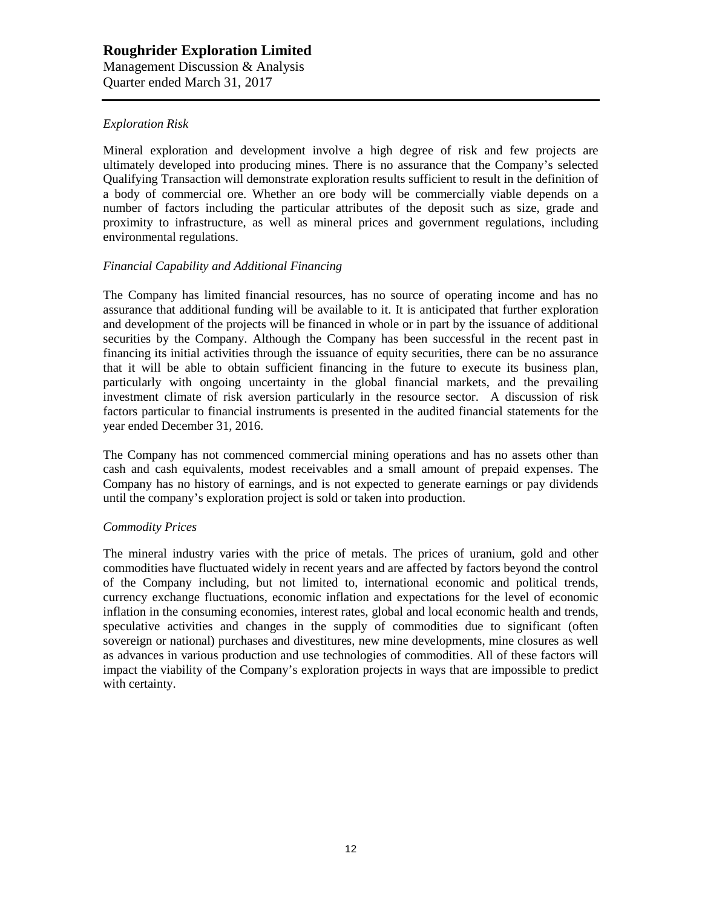*Exploration Risk*

Mineral exploration and development involve a high degree of risk and few projects are ultimately developed into producing mines. There is no assurance that the Company's selected Qualifying Transaction will demonstrate exploration results sufficient to result in the definition of a body of commercial ore. Whether an ore body will be commercially viable depends on a number of factors including the particular attributes of the deposit such as size, grade and proximity to infrastructure, as well as mineral prices and government regulations, including environmental regulations.

*Financial Capability and Additional Financing*

The Company has limited financial resources, has no source of operating income and has no assurance that additional funding will be available to it. It is anticipated that further exploration and development of the projects will be financed in whole or in part by the issuance of additional securities by the Company. Although the Company has been successful in the recent past in financing its initial activities through the issuance of equity securities, there can be no assurance that it will be able to obtain sufficient financing in the future to execute its business plan, particularly with ongoing uncertainty in the global financial markets, and the prevailing investment climate of risk aversion particularly in the resource sector. A discussion of risk factors particular to financial instruments is presented in the audited financial statements for the year ended December 31, 2016.

The Company has not commenced commercial mining operations and has no assets other than cash and cash equivalents, modest receivables and a small amount of prepaid expenses. The Company has no history of earnings, and is not expected to generate earnings or pay dividends until the company's exploration project is sold or taken into production.

*Commodity Prices*

The mineral industry varies with the price of metals. The prices of uranium, gold and other commodities have fluctuated widely in recent years and are affected by factors beyond the control of the Company including, but not limited to, international economic and political trends, currency exchange fluctuations, economic inflation and expectations for the level of economic inflation in the consuming economies, interest rates, global and local economic health and trends, speculative activities and changes in the supply of commodities due to significant (often sovereign or national) purchases and divestitures, new mine developments, mine closures as well as advances in various production and use technologies of commodities. All of these factors will impact the viability of the Company's exploration projects in ways that are impossible to predict with certainty.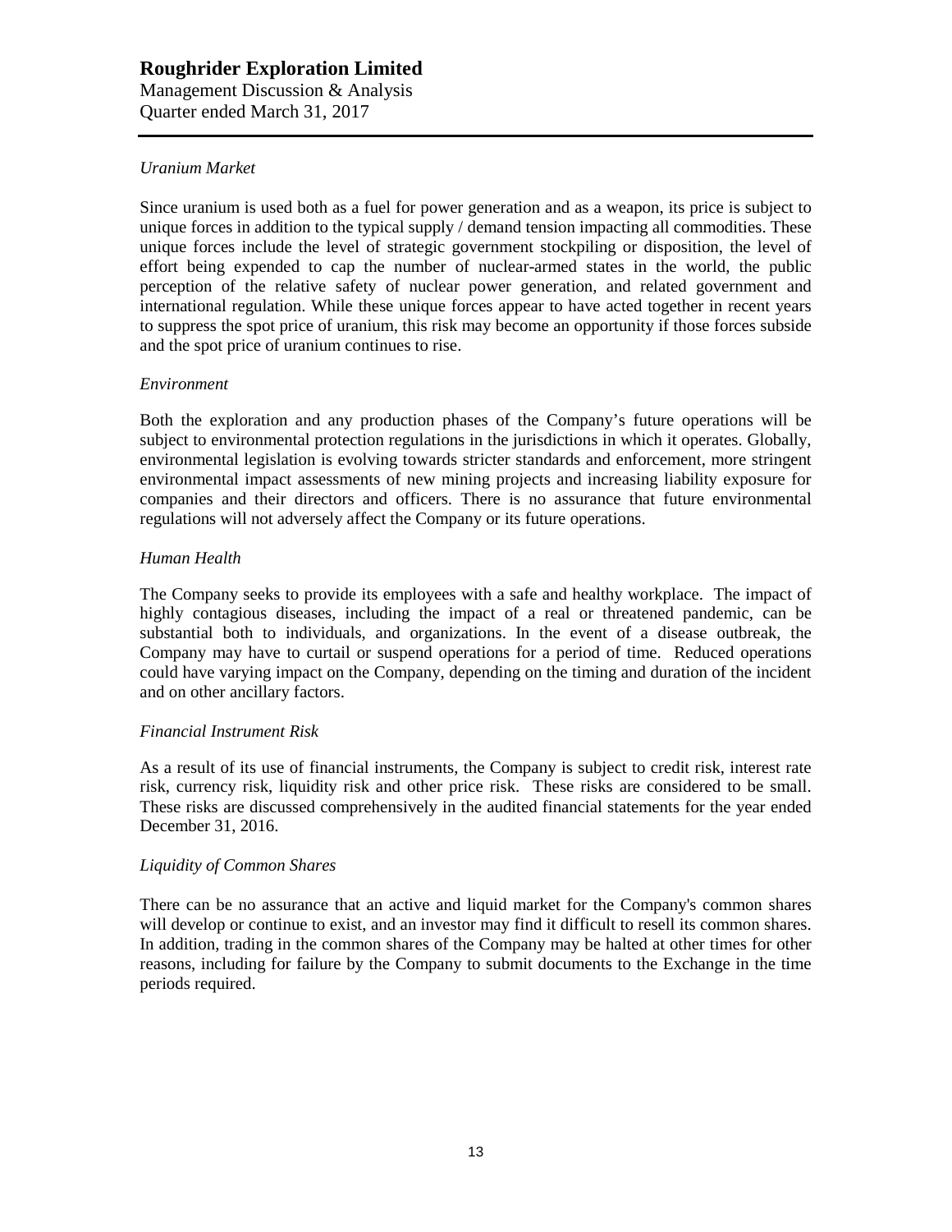*Uranium Market*

Since uranium is used both as a fuel for power generation and as a weapon, its price is subject to unique forces in addition to the typical supply / demand tension impacting all commodities. These unique forces include the level of strategic government stockpiling or disposition, the level of effort being expended to cap the number of nuclear-armed states in the world, the public perception of the relative safety of nuclear power generation, and related government and international regulation. While these unique forces appear to have acted together in recent years to suppress the spot price of uranium, this risk may become an opportunity if those forces subside and the spot price of uranium continues to rise.

*Environment*

Both the exploration and any production phases of the Company's future operations will be subject to environmental protection regulations in the jurisdictions in which it operates. Globally, environmental legislation is evolving towards stricter standards and enforcement, more stringent environmental impact assessments of new mining projects and increasing liability exposure for companies and their directors and officers. There is no assurance that future environmental regulations will not adversely affect the Company or its future operations.

*Human Health*

The Company seeks to provide its employees with a safe and healthy workplace. The impact of highly contagious diseases, including the impact of a real or threatened pandemic, can be substantial both to individuals, and organizations. In the event of a disease outbreak, the Company may have to curtail or suspend operations for a period of time. Reduced operations could have varying impact on the Company, depending on the timing and duration of the incident and on other ancillary factors.

*Financial Instrument Risk*

As a result of its use of financial instruments, the Company is subject to credit risk, interest rate risk, currency risk, liquidity risk and other price risk. These risks are considered to be small. These risks are discussed comprehensively in the audited financial statements for the year ended December 31, 2016.

*Liquidity of Common Shares*

There can be no assurance that an active and liquid market for the Company's common shares will develop or continue to exist, and an investor may find it difficult to resell its common shares. In addition, trading in the common shares of the Company may be halted at other times for other reasons, including for failure by the Company to submit documents to the Exchange in the time periods required.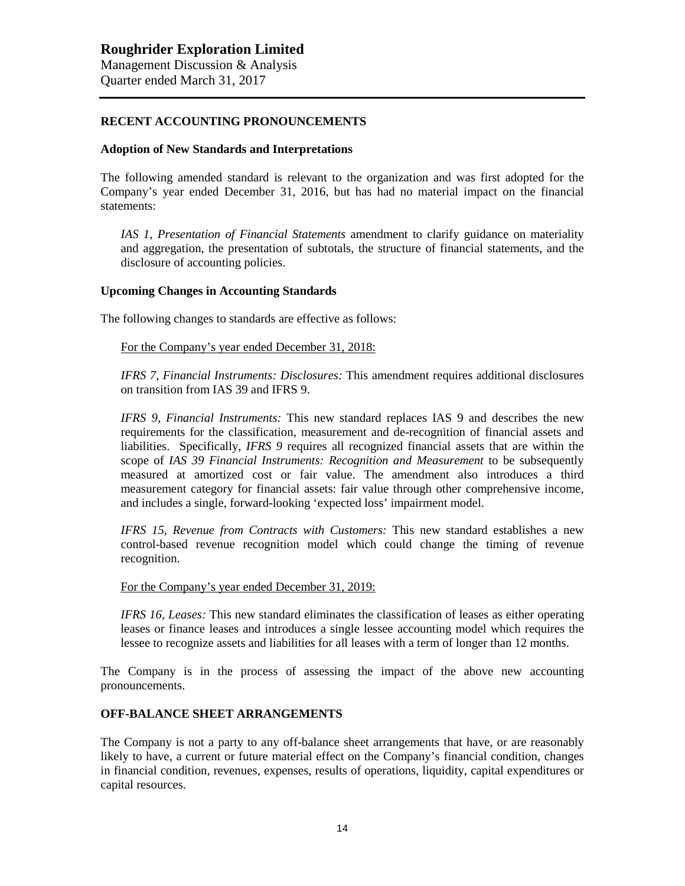## RECENT ACCOUNTING PRONOUNCEMENTS

### Adoption of New Standards and Interpretations

The following amended standard is relevant to the organization and was first adopted for the Company's year ended December 31, 2016, but has had no material impact on the financial statements:

*IAS 1, Presentation of Financial Statements* amendment to clarify guidance on materiality and aggregation, the presentation of subtotals, the structure of financial statements, and the disclosure of accounting policies.

### Upcoming Changes in Accounting Standards

The following changes to standards are effective as follows:

<u>For the Company's year ended December 31, 2018:</u>

*IFRS 7, Financial Instruments: Disclosures:* This amendment requires additional disclosures on transition from IAS 39 and IFRS 9.

*IFRS 9, Financial Instruments:* This new standard replaces IAS 9 and describes the new requirements for the classification, measurement and de-recognition of financial assets and liabilities. Specifically, *IFRS 9* requires all recognized financial assets that are within the scope of *IAS 39 Financial Instruments: Recognition and Measurement* to be subsequently measured at amortized cost or fair value. The amendment also introduces a third measurement category for financial assets: fair value through other comprehensive income, and includes a single, forward-looking 'expected loss' impairment model.

*IFRS 15, Revenue from Contracts with Customers:* This new standard establishes a new control-based revenue recognition model which could change the timing of revenue recognition.

<u>For the Company's year ended December 31, 2019:</u>

*IFRS 16, Leases:* This new standard eliminates the classification of leases as either operating leases or finance leases and introduces a single lessee accounting model which requires the lessee to recognize assets and liabilities for all leases with a term of longer than 12 months.

The Company is in the process of assessing the impact of the above new accounting pronouncements.

## OFF-BALANCE SHEET ARRANGEMENTS

The Company is not a party to any off-balance sheet arrangements that have, or are reasonably likely to have, a current or future material effect on the Company's financial condition, changes in financial condition, revenues, expenses, results of operations, liquidity, capital expenditures or capital resources.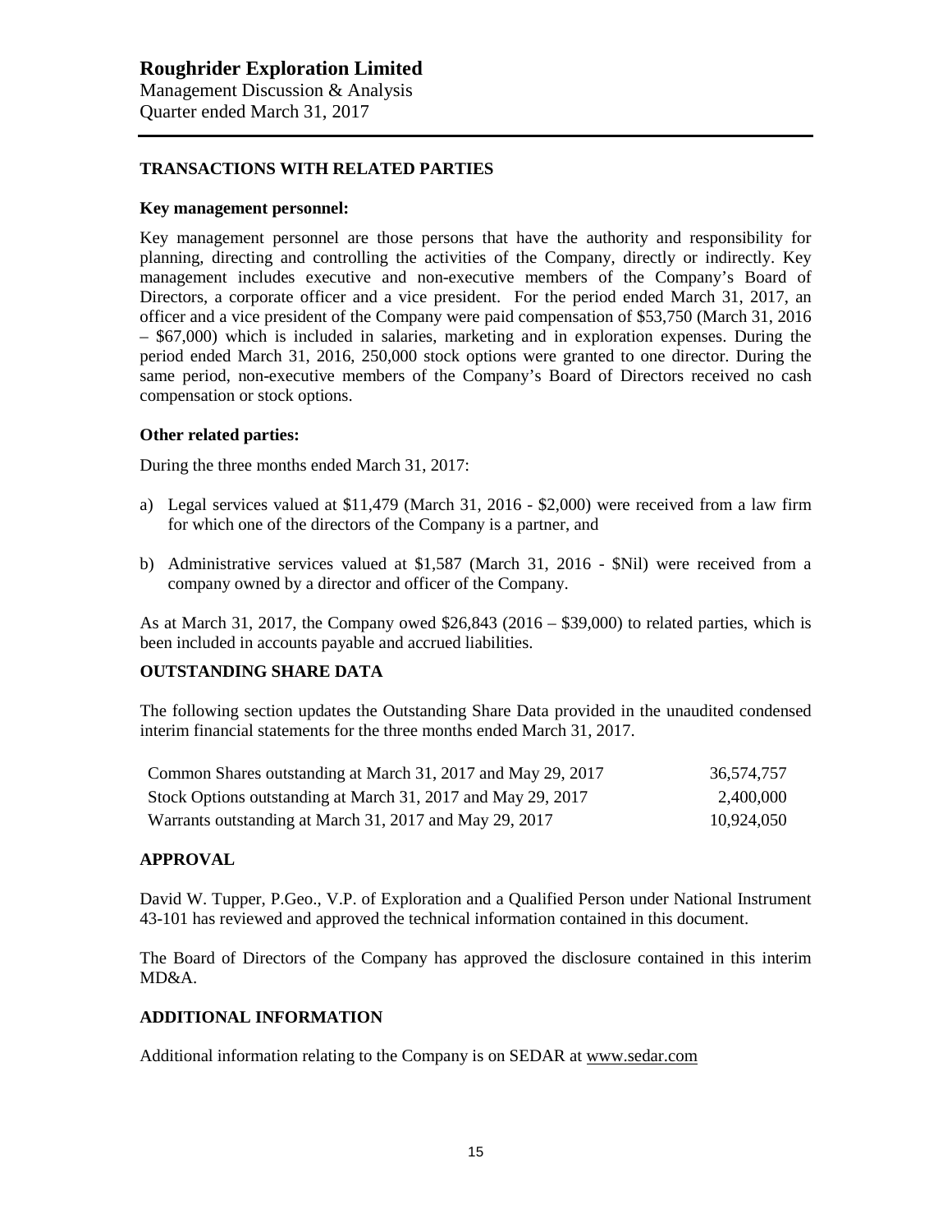## TRANSACTIONS WITH RELATED PARTIES

**Key management personnel:**

Key management personnel are those persons that have the authority and responsibility for planning, directing and controlling the activities of the Company, directly or indirectly. Key management includes executive and non-executive members of the Company's Board of Directors, a corporate officer and a vice president. For the period ended March 31, 2017, an officer and a vice president of the Company were paid compensation of $53,750 (March 31, 2016 – $67,000) which is included in salaries, marketing and in exploration expenses. During the period ended March 31, 2016, 250,000 stock options were granted to one director. During the same period, non-executive members of the Company's Board of Directors received no cash compensation or stock options.

**Other related parties:**

During the three months ended March 31, 2017:

a) Legal services valued at $11,479 (March 31, 2016 - $2,000) were received from a law firm for which one of the directors of the Company is a partner, and

b) Administrative services valued at $1,587 (March 31, 2016 - $Nil) were received from a company owned by a director and officer of the Company.

As at March 31, 2017, the Company owed $26,843 (2016 – $39,000) to related parties, which is been included in accounts payable and accrued liabilities.

## OUTSTANDING SHARE DATA

The following section updates the Outstanding Share Data provided in the unaudited condensed interim financial statements for the three months ended March 31, 2017.

| | |
|---|---|
| Common Shares outstanding at March 31, 2017 and May 29, 2017 | 36,574,757 |
| Stock Options outstanding at March 31, 2017 and May 29, 2017 | 2,400,000 |
| Warrants outstanding at March 31, 2017 and May 29, 2017 | 10,924,050 |

## APPROVAL

David W. Tupper, P.Geo., V.P. of Exploration and a Qualified Person under National Instrument 43-101 has reviewed and approved the technical information contained in this document.

The Board of Directors of the Company has approved the disclosure contained in this interim MD&A.

## ADDITIONAL INFORMATION

Additional information relating to the Company is on SEDAR at www.sedar.com